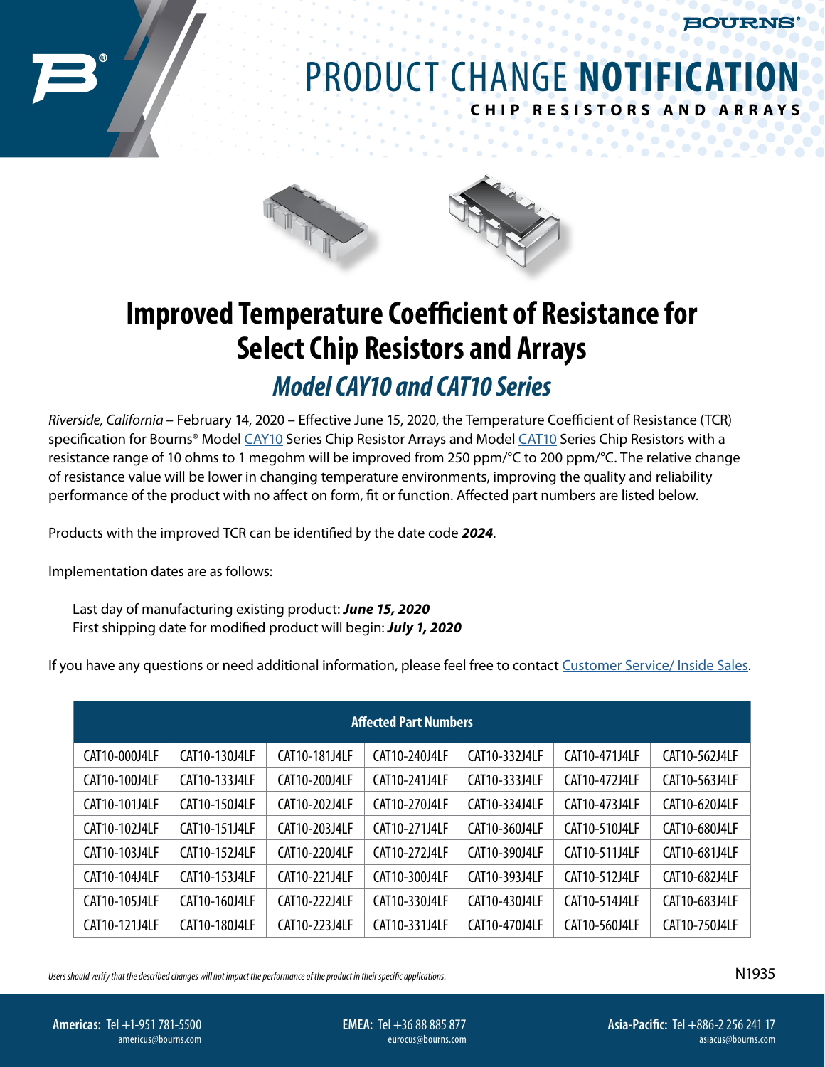# PRODUCT CHANGE **NOTIFICATION**

**CHIP RESISTORS AND ARRAYS**

## Improved Temperature Coefficient of Resistance for Select Chip Resistors and Arrays

### *Model CAY10 and CAT10 Series*

*Riverside, California* – February 14, 2020 – Effective June 15, 2020, the Temperature Coefficient of Resistance (TCR) specification for Bourns® Model CAY10 Series Chip Resistor Arrays and Model CAT10 Series Chip Resistors with a resistance range of 10 ohms to 1 megohm will be improved from 250 ppm/°C to 200 ppm/°C. The relative change of resistance value will be lower in changing temperature environments, improving the quality and reliability performance of the product with no affect on form, fit or function. Affected part numbers are listed below.

Products with the improved TCR can be identified by the date code ***2024***.

Implementation dates are as follows:

Last day of manufacturing existing product: ***June 15, 2020***
First shipping date for modified product will begin: ***July 1, 2020***

If you have any questions or need additional information, please feel free to contact Customer Service/ Inside Sales.

| Affected Part Numbers | | | | | | |
|---|---|---|---|---|---|---|
| CAT10-000J4LF | CAT10-130J4LF | CAT10-181J4LF | CAT10-240J4LF | CAT10-332J4LF | CAT10-471J4LF | CAT10-562J4LF |
| CAT10-100J4LF | CAT10-133J4LF | CAT10-200J4LF | CAT10-241J4LF | CAT10-333J4LF | CAT10-472J4LF | CAT10-563J4LF |
| CAT10-101J4LF | CAT10-150J4LF | CAT10-202J4LF | CAT10-270J4LF | CAT10-334J4LF | CAT10-473J4LF | CAT10-620J4LF |
| CAT10-102J4LF | CAT10-151J4LF | CAT10-203J4LF | CAT10-271J4LF | CAT10-360J4LF | CAT10-510J4LF | CAT10-680J4LF |
| CAT10-103J4LF | CAT10-152J4LF | CAT10-220J4LF | CAT10-272J4LF | CAT10-390J4LF | CAT10-511J4LF | CAT10-681J4LF |
| CAT10-104J4LF | CAT10-153J4LF | CAT10-221J4LF | CAT10-300J4LF | CAT10-393J4LF | CAT10-512J4LF | CAT10-682J4LF |
| CAT10-105J4LF | CAT10-160J4LF | CAT10-222J4LF | CAT10-330J4LF | CAT10-430J4LF | CAT10-514J4LF | CAT10-683J4LF |
| CAT10-121J4LF | CAT10-180J4LF | CAT10-223J4LF | CAT10-331J4LF | CAT10-470J4LF | CAT10-560J4LF | CAT10-750J4LF |

*Users should verify that the described changes will not impact the performance of the product in their specific applications.*

N1935

**Americas:** Tel +1-951 781-5500 americus@bourns.com
**EMEA:** Tel +36 88 885 877 eurocus@bourns.com
**Asia-Pacific:** Tel +886-2 256 241 17 asiacus@bourns.com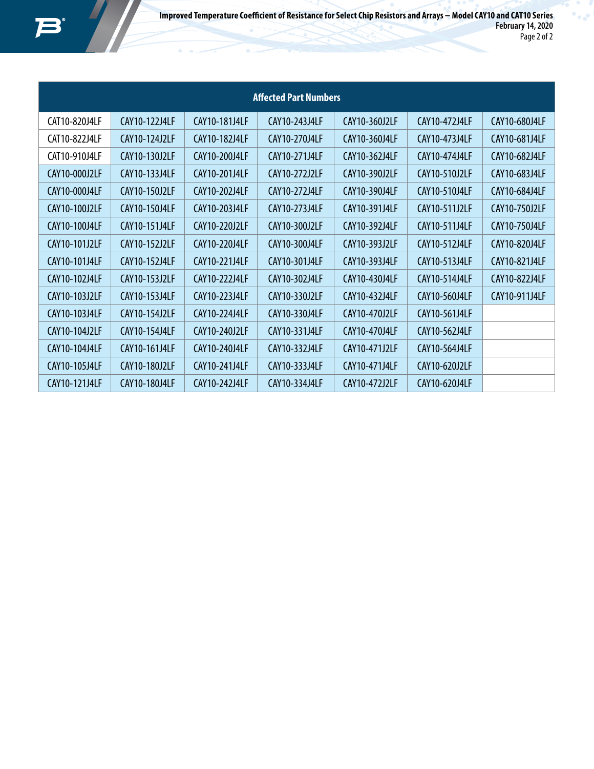| Affected Part Numbers | | | | | | |
|---|---|---|---|---|---|---|
| CAT10-820J4LF | CAY10-122J4LF | CAY10-181J4LF | CAY10-243J4LF | CAY10-360J2LF | CAY10-472J4LF | CAY10-680J4LF |
| CAT10-822J4LF | CAY10-124J2LF | CAY10-182J4LF | CAY10-270J4LF | CAY10-360J4LF | CAY10-473J4LF | CAY10-681J4LF |
| CAT10-910J4LF | CAY10-130J2LF | CAY10-200J4LF | CAY10-271J4LF | CAY10-362J4LF | CAY10-474J4LF | CAY10-682J4LF |
| CAY10-000J2LF | CAY10-133J4LF | CAY10-201J4LF | CAY10-272J2LF | CAY10-390J2LF | CAY10-510J2LF | CAY10-683J4LF |
| CAY10-000J4LF | CAY10-150J2LF | CAY10-202J4LF | CAY10-272J4LF | CAY10-390J4LF | CAY10-510J4LF | CAY10-684J4LF |
| CAY10-100J2LF | CAY10-150J4LF | CAY10-203J4LF | CAY10-273J4LF | CAY10-391J4LF | CAY10-511J2LF | CAY10-750J2LF |
| CAY10-100J4LF | CAY10-151J4LF | CAY10-220J2LF | CAY10-300J2LF | CAY10-392J4LF | CAY10-511J4LF | CAY10-750J4LF |
| CAY10-101J2LF | CAY10-152J2LF | CAY10-220J4LF | CAY10-300J4LF | CAY10-393J2LF | CAY10-512J4LF | CAY10-820J4LF |
| CAY10-101J4LF | CAY10-152J4LF | CAY10-221J4LF | CAY10-301J4LF | CAY10-393J4LF | CAY10-513J4LF | CAY10-821J4LF |
| CAY10-102J4LF | CAY10-153J2LF | CAY10-222J4LF | CAY10-302J4LF | CAY10-430J4LF | CAY10-514J4LF | CAY10-822J4LF |
| CAY10-103J2LF | CAY10-153J4LF | CAY10-223J4LF | CAY10-330J2LF | CAY10-432J4LF | CAY10-560J4LF | CAY10-911J4LF |
| CAY10-103J4LF | CAY10-154J2LF | CAY10-224J4LF | CAY10-330J4LF | CAY10-470J2LF | CAY10-561J4LF | |
| CAY10-104J2LF | CAY10-154J4LF | CAY10-240J2LF | CAY10-331J4LF | CAY10-470J4LF | CAY10-562J4LF | |
| CAY10-104J4LF | CAY10-161J4LF | CAY10-240J4LF | CAY10-332J4LF | CAY10-471J2LF | CAY10-564J4LF | |
| CAY10-105J4LF | CAY10-180J2LF | CAY10-241J4LF | CAY10-333J4LF | CAY10-471J4LF | CAY10-620J2LF | |
| CAY10-121J4LF | CAY10-180J4LF | CAY10-242J4LF | CAY10-334J4LF | CAY10-472J2LF | CAY10-620J4LF | |